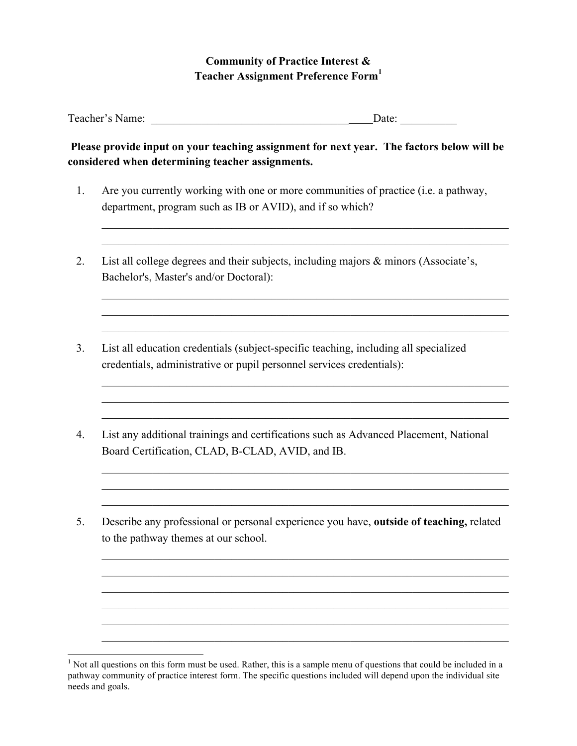# Community of Practice Interest & Teacher Assignment Preference Form[1]

Teacher's Name: ________________________________________ Date: __________

**Please provide input on your teaching assignment for next year. The factors below will be considered when determining teacher assignments.**

1. Are you currently working with one or more communities of practice (i.e. a pathway, department, program such as IB or AVID), and if so which?

   ______________________________________________________________________________
   ______________________________________________________________________________

2. List all college degrees and their subjects, including majors & minors (Associate's, Bachelor's, Master's and/or Doctoral):

   ______________________________________________________________________________
   ______________________________________________________________________________
   ______________________________________________________________________________

3. List all education credentials (subject-specific teaching, including all specialized credentials, administrative or pupil personnel services credentials):

   ______________________________________________________________________________
   ______________________________________________________________________________
   ______________________________________________________________________________

4. List any additional trainings and certifications such as Advanced Placement, National Board Certification, CLAD, B-CLAD, AVID, and IB.

   ______________________________________________________________________________
   ______________________________________________________________________________
   ______________________________________________________________________________

5. Describe any professional or personal experience you have, **outside of teaching,** related to the pathway themes at our school.

   ______________________________________________________________________________
   ______________________________________________________________________________
   ______________________________________________________________________________
   ______________________________________________________________________________
   ______________________________________________________________________________
   ______________________________________________________________________________

---

[1] Not all questions on this form must be used. Rather, this is a sample menu of questions that could be included in a pathway community of practice interest form. The specific questions included will depend upon the individual site needs and goals.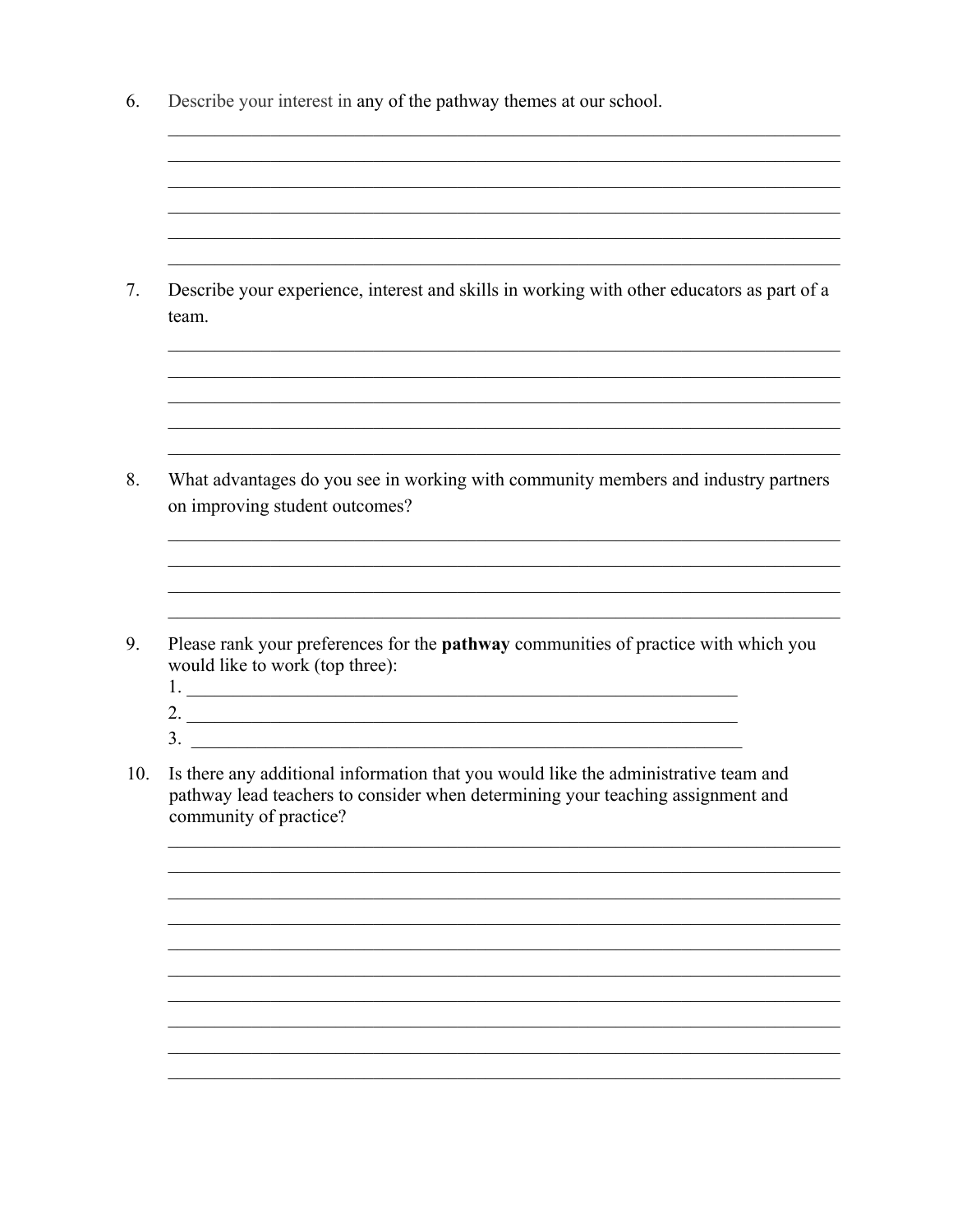6. Describe your interest in any of the pathway themes at our school.

_______________________________________________________________________
_______________________________________________________________________
_______________________________________________________________________
_______________________________________________________________________
_______________________________________________________________________
_______________________________________________________________________

7. Describe your experience, interest and skills in working with other educators as part of a team.

_______________________________________________________________________
_______________________________________________________________________
_______________________________________________________________________
_______________________________________________________________________
_______________________________________________________________________

8. What advantages do you see in working with community members and industry partners on improving student outcomes?

_______________________________________________________________________
_______________________________________________________________________
_______________________________________________________________________
_______________________________________________________________________

9. Please rank your preferences for the **pathway** communities of practice with which you would like to work (top three):
   1. _______________________________________________________________
   2. _______________________________________________________________
   3. _______________________________________________________________

10. Is there any additional information that you would like the administrative team and pathway lead teachers to consider when determining your teaching assignment and community of practice?

_______________________________________________________________________
_______________________________________________________________________
_______________________________________________________________________
_______________________________________________________________________
_______________________________________________________________________
_______________________________________________________________________
_______________________________________________________________________
_______________________________________________________________________
_______________________________________________________________________
_______________________________________________________________________